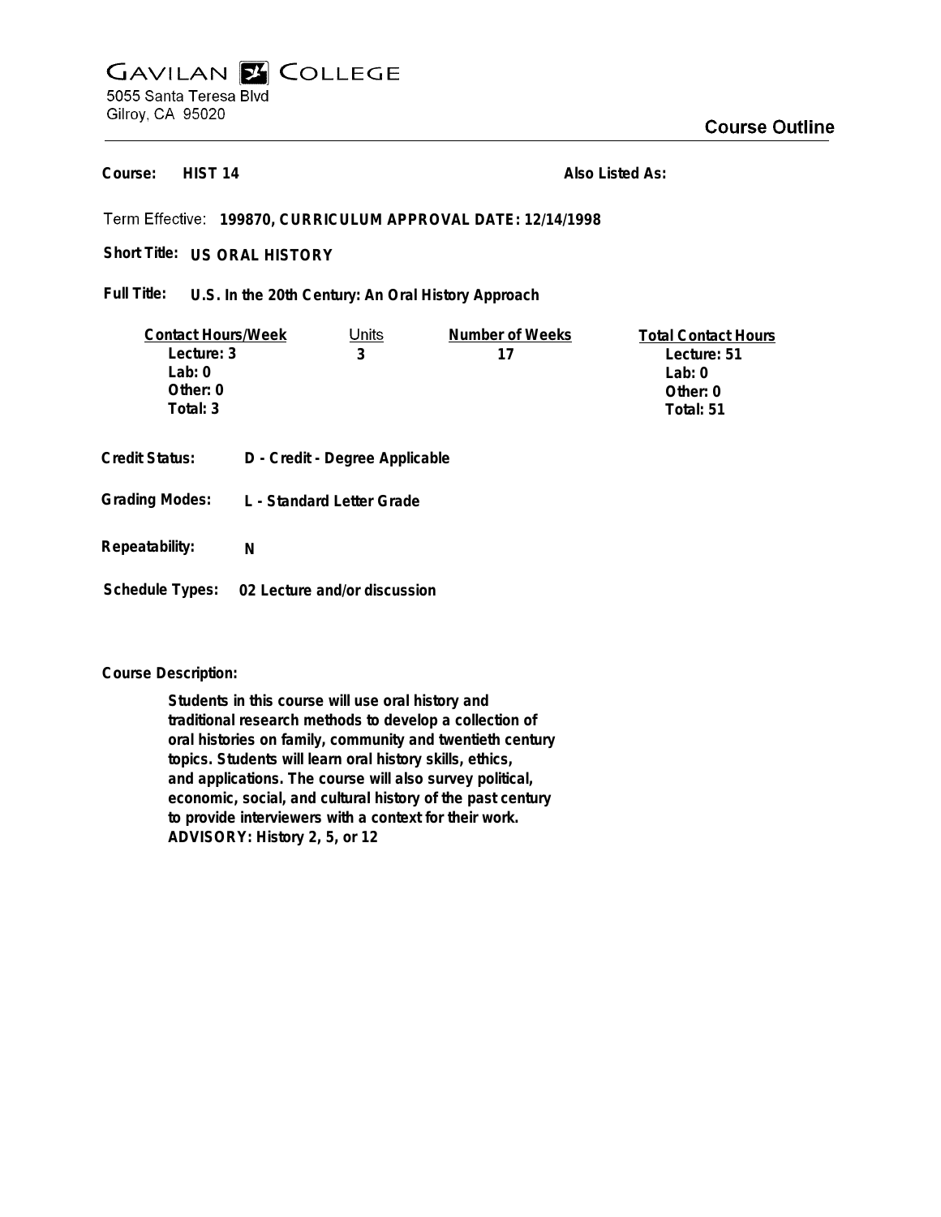# GAVILAN COLLEGE

5055 Santa Teresa Blvd
Gilroy, CA 95020

## Course Outline

**Course:** **HIST 14** **Also Listed As:**

Term Effective: **199870, CURRICULUM APPROVAL DATE: 12/14/1998**

**Short Title:** **US ORAL HISTORY**

**Full Title:** **U.S. In the 20th Century: An Oral History Approach**

| Contact Hours/Week | Units | Number of Weeks | Total Contact Hours |
|---|---|---|---|
| Lecture: 3 | 3 | 17 | Lecture: 51 |
| Lab: 0 | | | Lab: 0 |
| Other: 0 | | | Other: 0 |
| Total: 3 | | | Total: 51 |

**Credit Status:** **D - Credit - Degree Applicable**

**Grading Modes:** **L - Standard Letter Grade**

**Repeatability:** **N**

**Schedule Types:** **02 Lecture and/or discussion**

**Course Description:**

**Students in this course will use oral history and traditional research methods to develop a collection of oral histories on family, community and twentieth century topics. Students will learn oral history skills, ethics, and applications. The course will also survey political, economic, social, and cultural history of the past century to provide interviewers with a context for their work. ADVISORY: History 2, 5, or 12**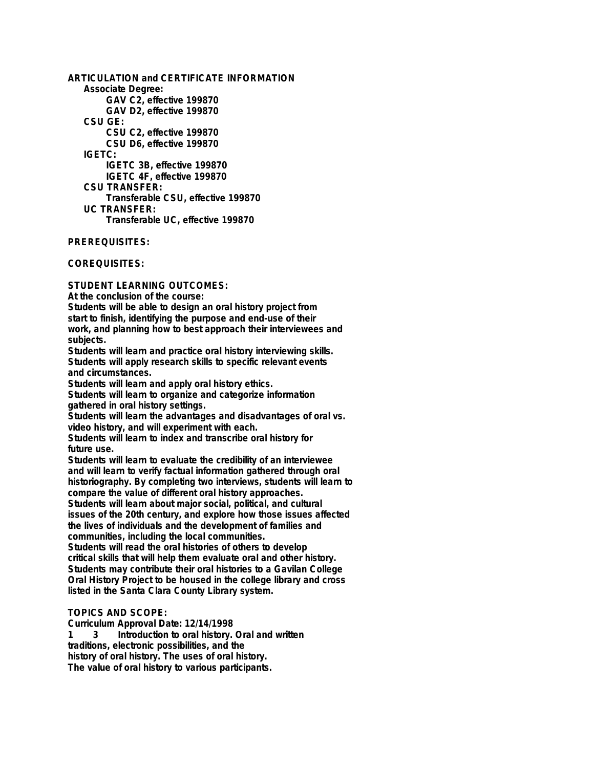**ARTICULATION and CERTIFICATE INFORMATION**

**Associate Degree:**

- **GAV C2, effective 199870**
- **GAV D2, effective 199870**

**CSU GE:**

- **CSU C2, effective 199870**
- **CSU D6, effective 199870**

**IGETC:**

- **IGETC 3B, effective 199870**
- **IGETC 4F, effective 199870**

**CSU TRANSFER:**

- **Transferable CSU, effective 199870**

**UC TRANSFER:**

- **Transferable UC, effective 199870**

**PREREQUISITES:**

**COREQUISITES:**

**STUDENT LEARNING OUTCOMES:**

**At the conclusion of the course:**

**Students will be able to design an oral history project from start to finish, identifying the purpose and end-use of their work, and planning how to best approach their interviewees and subjects.**

**Students will learn and practice oral history interviewing skills.**

**Students will apply research skills to specific relevant events and circumstances.**

**Students will learn and apply oral history ethics.**

**Students will learn to organize and categorize information gathered in oral history settings.**

**Students will learn the advantages and disadvantages of oral vs. video history, and will experiment with each.**

**Students will learn to index and transcribe oral history for future use.**

**Students will learn to evaluate the credibility of an interviewee and will learn to verify factual information gathered through oral historiography. By completing two interviews, students will learn to compare the value of different oral history approaches.**

**Students will learn about major social, political, and cultural issues of the 20th century, and explore how those issues affected the lives of individuals and the development of families and communities, including the local communities.**

**Students will read the oral histories of others to develop critical skills that will help them evaluate oral and other history.**

**Students may contribute their oral histories to a Gavilan College Oral History Project to be housed in the college library and cross listed in the Santa Clara County Library system.**

**TOPICS AND SCOPE:**

**Curriculum Approval Date: 12/14/1998**

**1 3 Introduction to oral history. Oral and written traditions, electronic possibilities, and the history of oral history. The uses of oral history. The value of oral history to various participants.**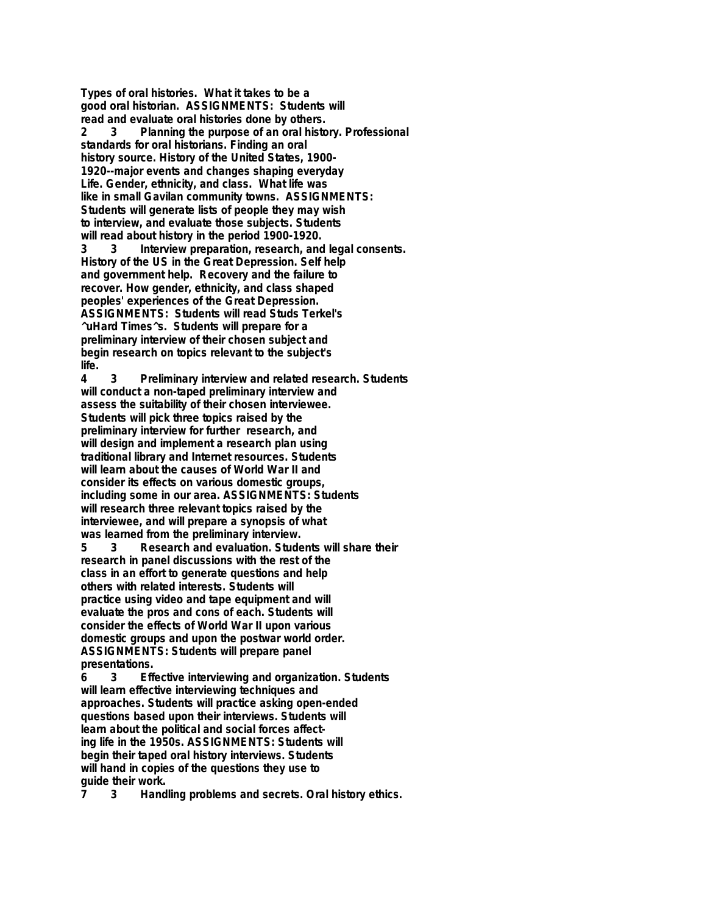**Types of oral histories. What it takes to be a good oral historian. ASSIGNMENTS: Students will read and evaluate oral histories done by others.**

**2 3 Planning the purpose of an oral history. Professional standards for oral historians. Finding an oral history source. History of the United States, 1900-1920--major events and changes shaping everyday Life. Gender, ethnicity, and class. What life was like in small Gavilan community towns. ASSIGNMENTS: Students will generate lists of people they may wish to interview, and evaluate those subjects. Students will read about history in the period 1900-1920.**

**3 3 Interview preparation, research, and legal consents. History of the US in the Great Depression. Self help and government help. Recovery and the failure to recover. How gender, ethnicity, and class shaped peoples' experiences of the Great Depression. ASSIGNMENTS: Students will read Studs Terkel's ^uHard Times^s. Students will prepare for a preliminary interview of their chosen subject and begin research on topics relevant to the subject's life.**

**4 3 Preliminary interview and related research. Students will conduct a non-taped preliminary interview and assess the suitability of their chosen interviewee. Students will pick three topics raised by the preliminary interview for further research, and will design and implement a research plan using traditional library and Internet resources. Students will learn about the causes of World War II and consider its effects on various domestic groups, including some in our area. ASSIGNMENTS: Students will research three relevant topics raised by the interviewee, and will prepare a synopsis of what was learned from the preliminary interview.**

**5 3 Research and evaluation. Students will share their research in panel discussions with the rest of the class in an effort to generate questions and help others with related interests. Students will practice using video and tape equipment and will evaluate the pros and cons of each. Students will consider the effects of World War II upon various domestic groups and upon the postwar world order. ASSIGNMENTS: Students will prepare panel presentations.**

**6 3 Effective interviewing and organization. Students will learn effective interviewing techniques and approaches. Students will practice asking open-ended questions based upon their interviews. Students will learn about the political and social forces affecting life in the 1950s. ASSIGNMENTS: Students will begin their taped oral history interviews. Students will hand in copies of the questions they use to guide their work.**

**7 3 Handling problems and secrets. Oral history ethics.**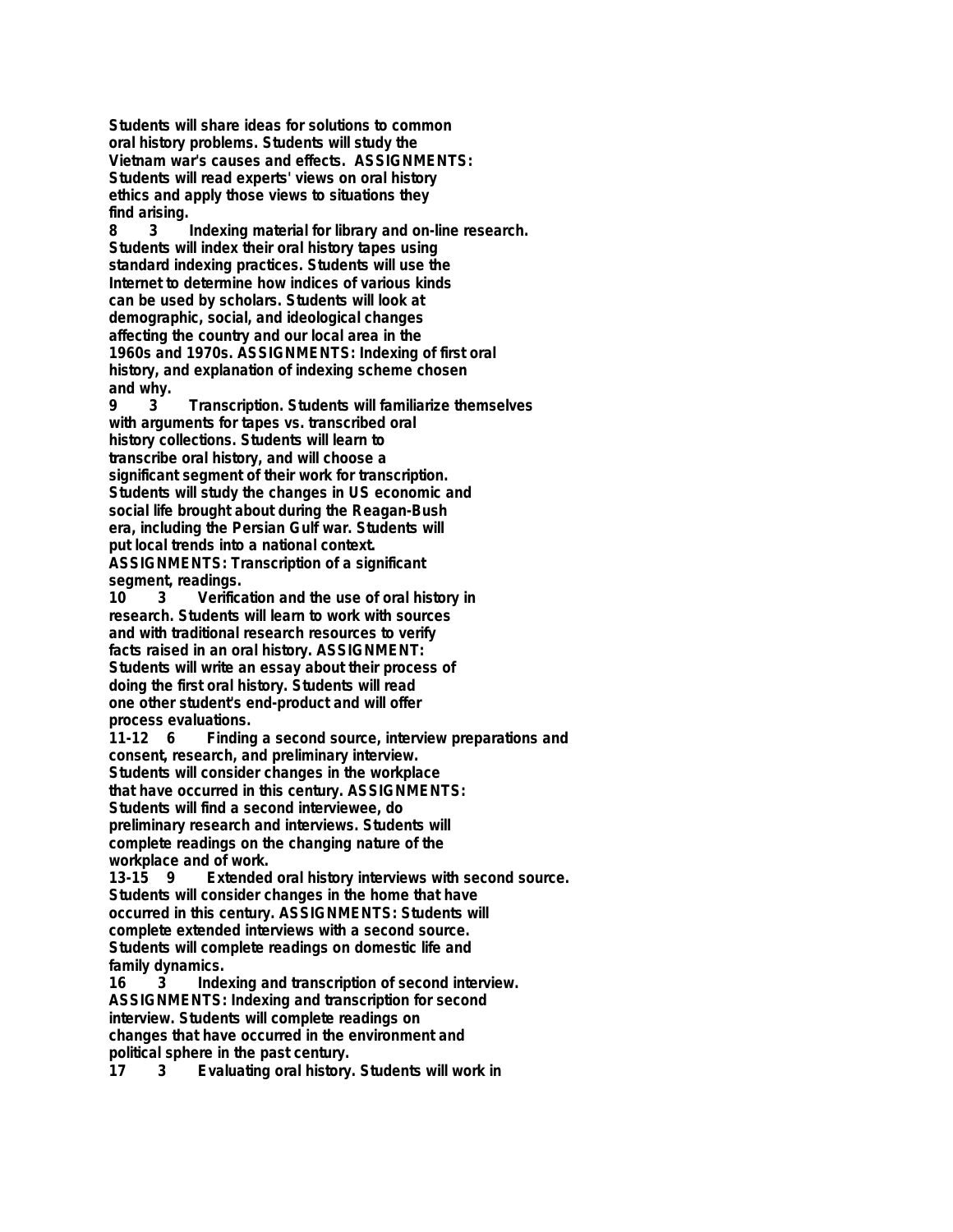**Students will share ideas for solutions to common oral history problems. Students will study the Vietnam war's causes and effects. ASSIGNMENTS: Students will read experts' views on oral history ethics and apply those views to situations they find arising.**

**8 3 Indexing material for library and on-line research. Students will index their oral history tapes using standard indexing practices. Students will use the Internet to determine how indices of various kinds can be used by scholars. Students will look at demographic, social, and ideological changes affecting the country and our local area in the 1960s and 1970s. ASSIGNMENTS: Indexing of first oral history, and explanation of indexing scheme chosen and why.**

**9 3 Transcription. Students will familiarize themselves with arguments for tapes vs. transcribed oral history collections. Students will learn to transcribe oral history, and will choose a significant segment of their work for transcription. Students will study the changes in US economic and social life brought about during the Reagan-Bush era, including the Persian Gulf war. Students will put local trends into a national context. ASSIGNMENTS: Transcription of a significant segment, readings.**

**10 3 Verification and the use of oral history in research. Students will learn to work with sources and with traditional research resources to verify facts raised in an oral history. ASSIGNMENT: Students will write an essay about their process of doing the first oral history. Students will read one other student's end-product and will offer process evaluations.**

**11-12 6 Finding a second source, interview preparations and consent, research, and preliminary interview. Students will consider changes in the workplace that have occurred in this century. ASSIGNMENTS: Students will find a second interviewee, do preliminary research and interviews. Students will complete readings on the changing nature of the workplace and of work.**

**13-15 9 Extended oral history interviews with second source. Students will consider changes in the home that have occurred in this century. ASSIGNMENTS: Students will complete extended interviews with a second source. Students will complete readings on domestic life and family dynamics.**

**16 3 Indexing and transcription of second interview. ASSIGNMENTS: Indexing and transcription for second interview. Students will complete readings on changes that have occurred in the environment and political sphere in the past century.**

**17 3 Evaluating oral history. Students will work in**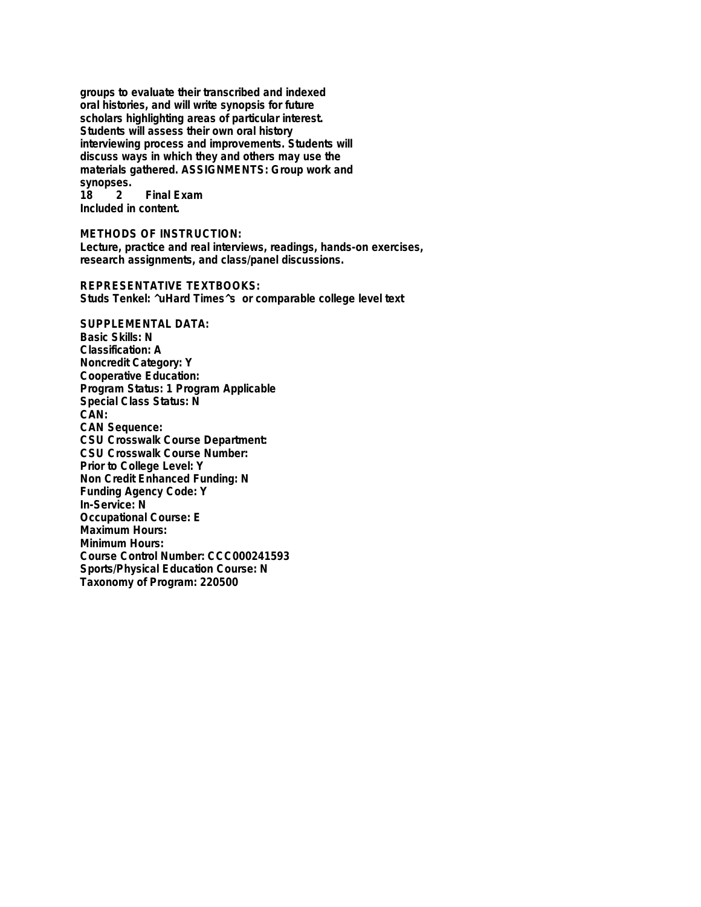groups to evaluate their transcribed and indexed oral histories, and will write synopsis for future scholars highlighting areas of particular interest. Students will assess their own oral history interviewing process and improvements. Students will discuss ways in which they and others may use the materials gathered. ASSIGNMENTS: Group work and synopses.

18 2 Final Exam

Included in content.

**METHODS OF INSTRUCTION:**

Lecture, practice and real interviews, readings, hands-on exercises, research assignments, and class/panel discussions.

**REPRESENTATIVE TEXTBOOKS:**

Studs Tenkel: ^uHard Times^s or comparable college level text

**SUPPLEMENTAL DATA:**

Basic Skills: N
Classification: A
Noncredit Category: Y
Cooperative Education:
Program Status: 1 Program Applicable
Special Class Status: N
CAN:
CAN Sequence:
CSU Crosswalk Course Department:
CSU Crosswalk Course Number:
Prior to College Level: Y
Non Credit Enhanced Funding: N
Funding Agency Code: Y
In-Service: N
Occupational Course: E
Maximum Hours:
Minimum Hours:
Course Control Number: CCC000241593
Sports/Physical Education Course: N
Taxonomy of Program: 220500